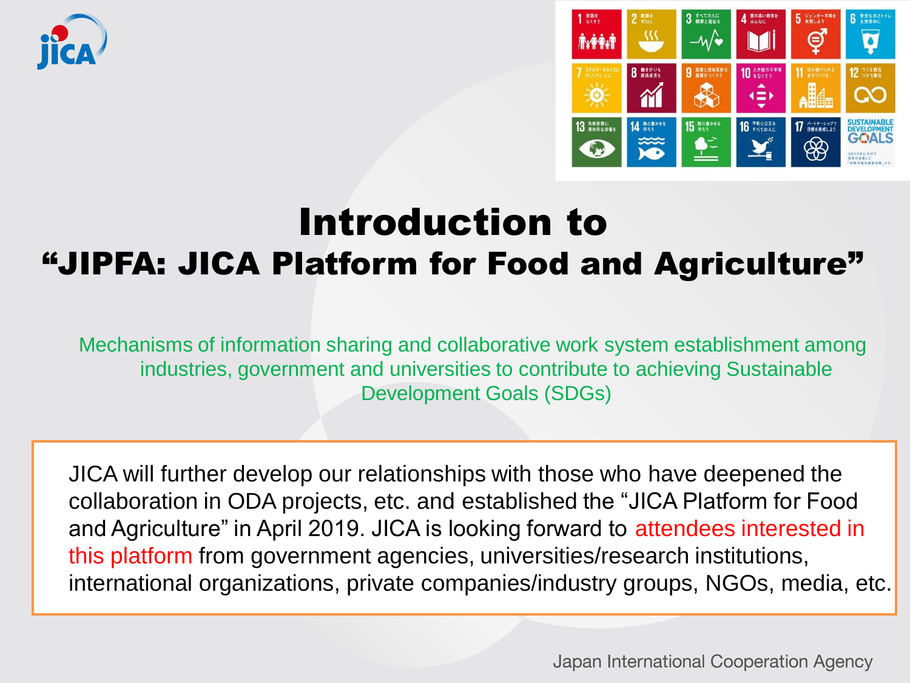# Introduction to
# "JIPFA: JICA Platform for Food and Agriculture"

Mechanisms of information sharing and collaborative work system establishment among industries, government and universities to contribute to achieving Sustainable Development Goals (SDGs)

JICA will further develop our relationships with those who have deepened the collaboration in ODA projects, etc. and established the "JICA Platform for Food and Agriculture" in April 2019. JICA is looking forward to attendees interested in this platform from government agencies, universities/research institutions, international organizations, private companies/industry groups, NGOs, media, etc.

Japan International Cooperation Agency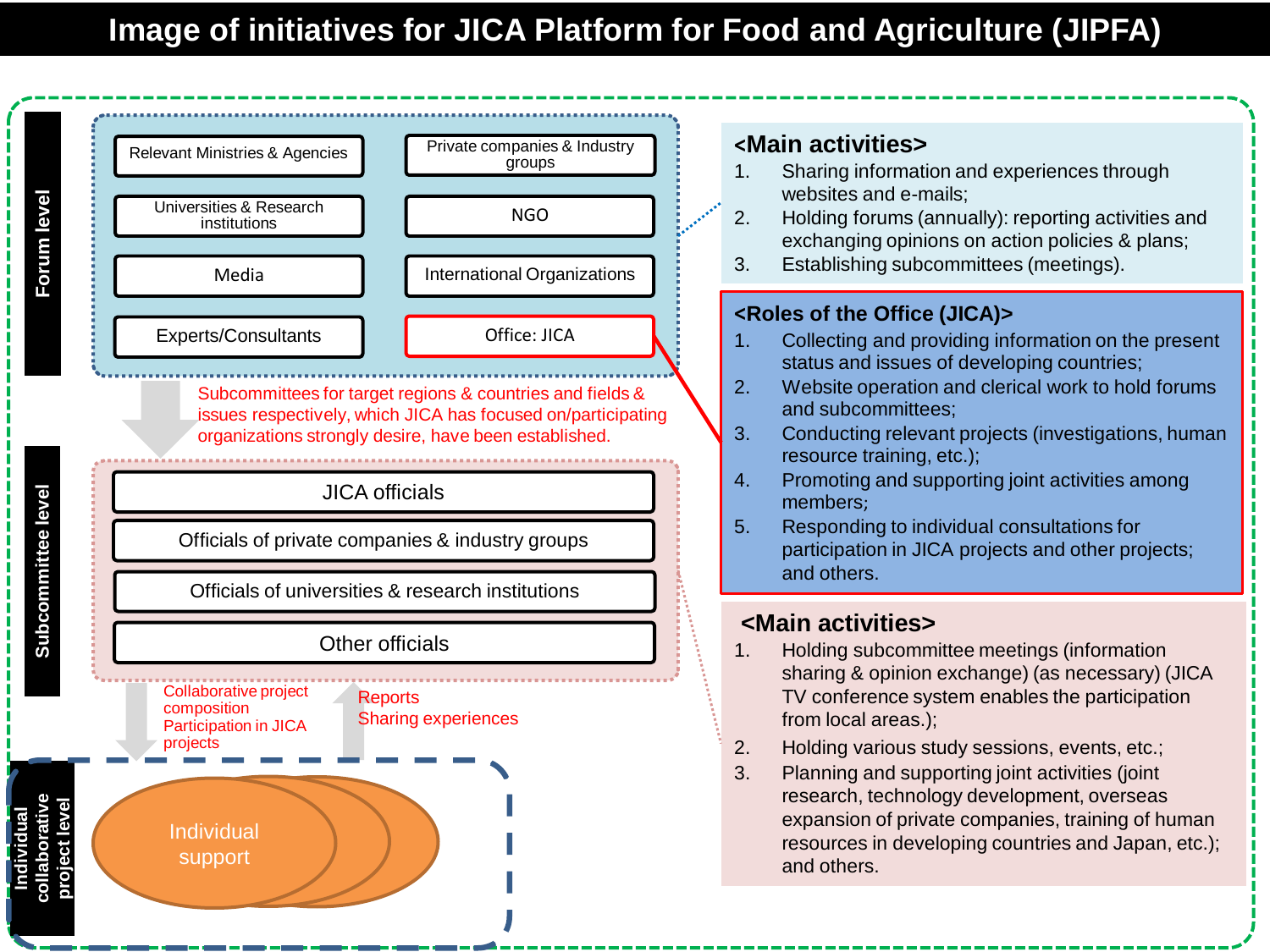# Image of initiatives for JICA Platform for Food and Agriculture (JIPFA)

## Forum level

- Relevant Ministries & Agencies
- Private companies & Industry groups
- Universities & Research institutions
- NGO
- Media
- International Organizations
- Experts/Consultants
- Office: JICA

### <Main activities>

1. Sharing information and experiences through websites and e-mails;
2. Holding forums (annually): reporting activities and exchanging opinions on action policies & plans;
3. Establishing subcommittees (meetings).

### <Roles of the Office (JICA)>

1. Collecting and providing information on the present status and issues of developing countries;
2. Website operation and clerical work to hold forums and subcommittees;
3. Conducting relevant projects (investigations, human resource training, etc.);
4. Promoting and supporting joint activities among members;
5. Responding to individual consultations for participation in JICA projects and other projects; and others.

Subcommittees for target regions & countries and fields & issues respectively, which JICA has focused on/participating organizations strongly desire, have been established.

## Subcommittee level

- JICA officials
- Officials of private companies & industry groups
- Officials of universities & research institutions
- Other officials

### <Main activities>

1. Holding subcommittee meetings (information sharing & opinion exchange) (as necessary) (JICA TV conference system enables the participation from local areas.);
2. Holding various study sessions, events, etc.;
3. Planning and supporting joint activities (joint research, technology development, overseas expansion of private companies, training of human resources in developing countries and Japan, etc.); and others.

Collaborative project composition
Participation in JICA projects

Reports
Sharing experiences

## Individual collaborative project level

- Individual support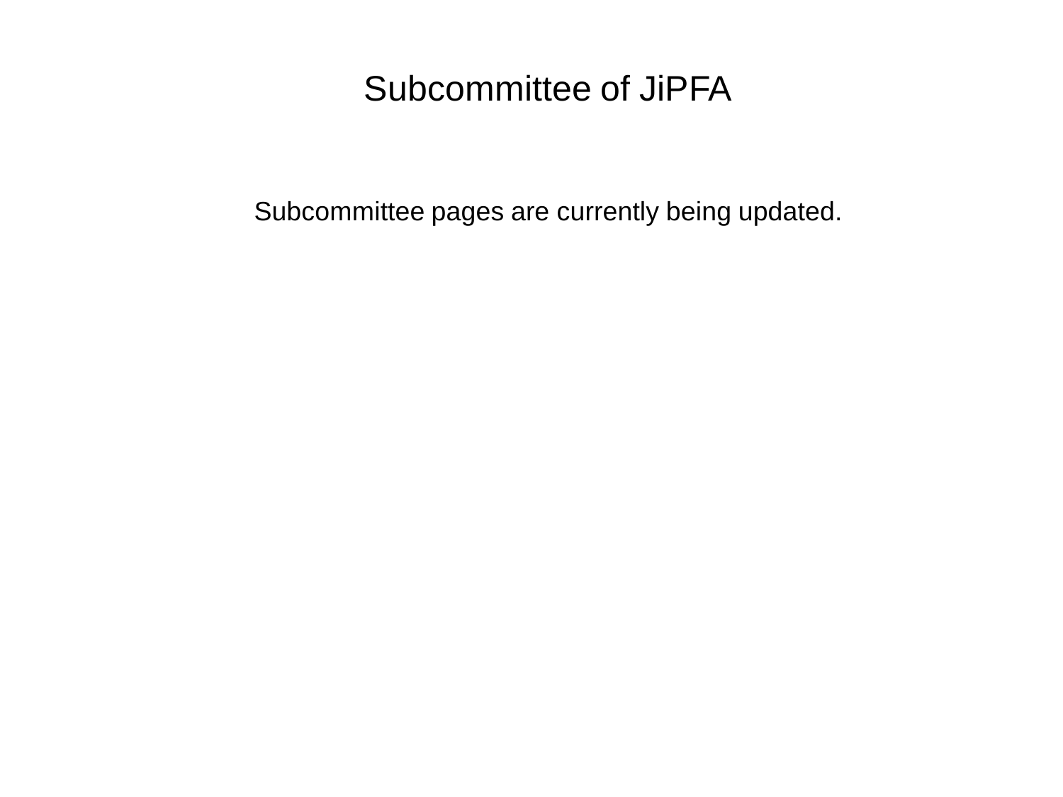# Subcommittee of JiPFA

Subcommittee pages are currently being updated.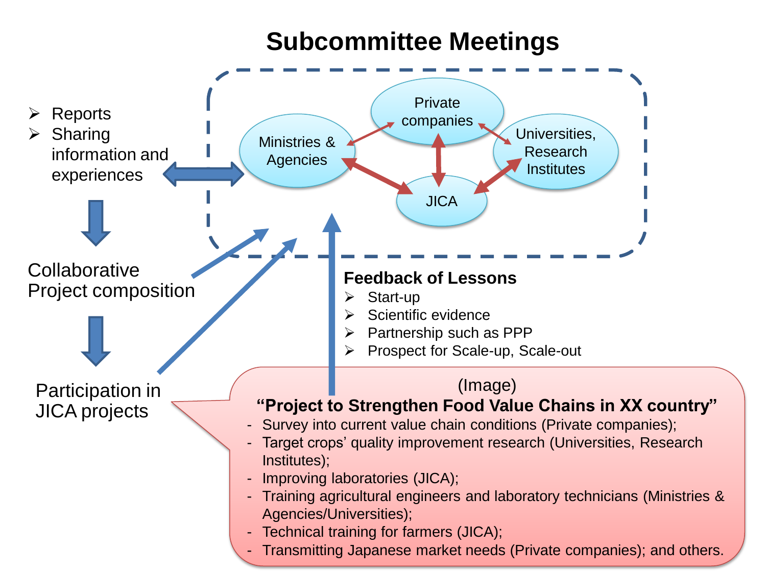# Subcommittee Meetings

Private companies

Ministries & Agencies

Universities, Research Institutes

JICA

- Reports
- Sharing information and experiences

Collaborative Project composition

Participation in JICA projects

**Feedback of Lessons**

- Start-up
- Scientific evidence
- Partnership such as PPP
- Prospect for Scale-up, Scale-out

(Image)

**"Project to Strengthen Food Value Chains in XX country"**

- Survey into current value chain conditions (Private companies);
- Target crops' quality improvement research (Universities, Research Institutes);
- Improving laboratories (JICA);
- Training agricultural engineers and laboratory technicians (Ministries & Agencies/Universities);
- Technical training for farmers (JICA);
- Transmitting Japanese market needs (Private companies); and others.